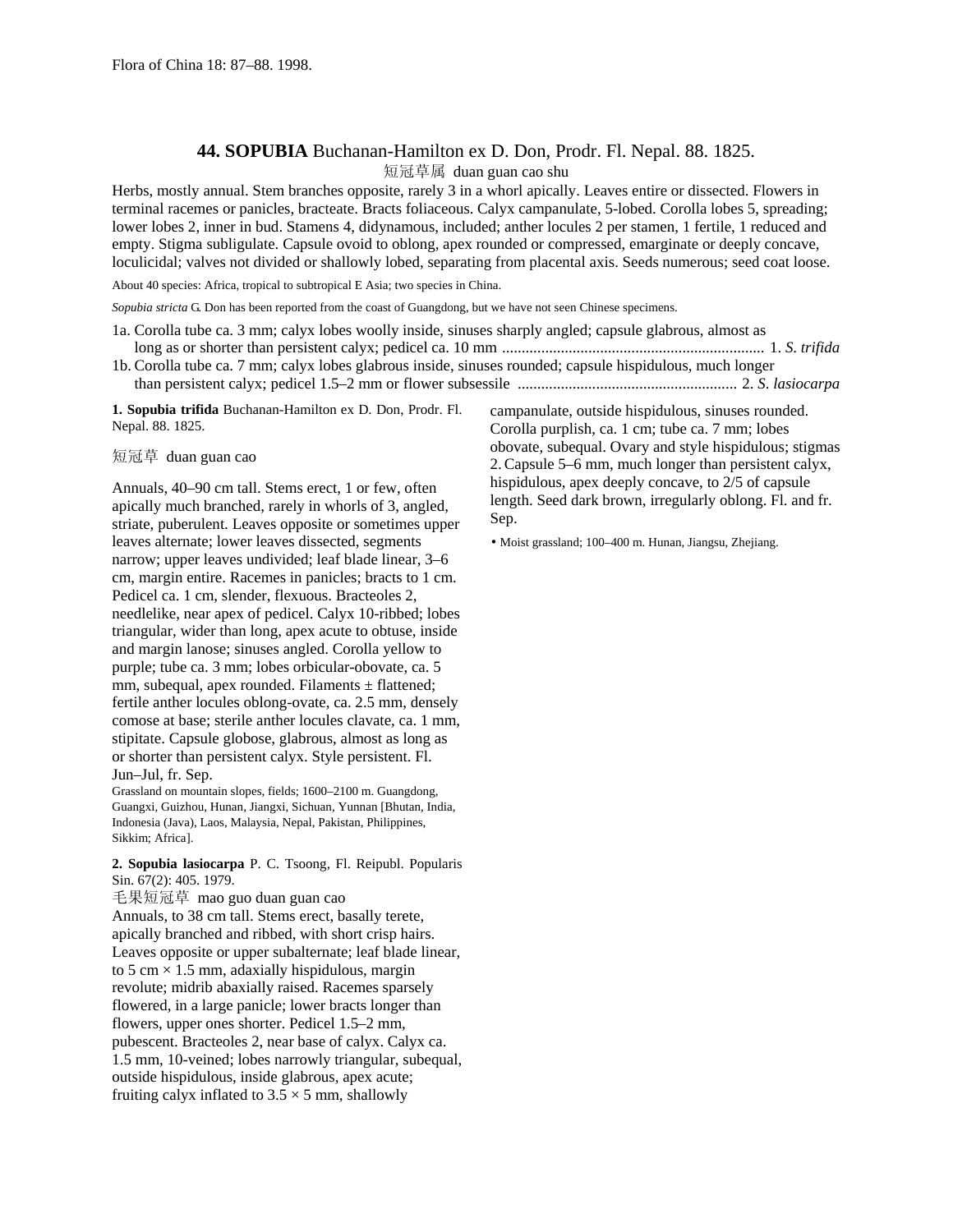Flora of China 18: 87–88. 1998.

# 44. SOPUBIA Buchanan-Hamilton ex D. Don, Prodr. Fl. Nepal. 88. 1825.

短冠草属 duan guan cao shu

Herbs, mostly annual. Stem branches opposite, rarely 3 in a whorl apically. Leaves entire or dissected. Flowers in terminal racemes or panicles, bracteate. Bracts foliaceous. Calyx campanulate, 5-lobed. Corolla lobes 5, spreading; lower lobes 2, inner in bud. Stamens 4, didynamous, included; anther locules 2 per stamen, 1 fertile, 1 reduced and empty. Stigma subligulate. Capsule ovoid to oblong, apex rounded or compressed, emarginate or deeply concave, loculicidal; valves not divided or shallowly lobed, separating from placental axis. Seeds numerous; seed coat loose.

About 40 species: Africa, tropical to subtropical E Asia; two species in China.

*Sopubia stricta* G. Don has been reported from the coast of Guangdong, but we have not seen Chinese specimens.

1a. Corolla tube ca. 3 mm; calyx lobes woolly inside, sinuses sharply angled; capsule glabrous, almost as long as or shorter than persistent calyx; pedicel ca. 10 mm .................................................................. 1. *S. trifida*

1b. Corolla tube ca. 7 mm; calyx lobes glabrous inside, sinuses rounded; capsule hispidulous, much longer than persistent calyx; pedicel 1.5–2 mm or flower subsessile ....................................................... 2. *S. lasiocarpa*

**1. Sopubia trifida** Buchanan-Hamilton ex D. Don, Prodr. Fl. Nepal. 88. 1825.

短冠草 duan guan cao

Annuals, 40–90 cm tall. Stems erect, 1 or few, often apically much branched, rarely in whorls of 3, angled, striate, puberulent. Leaves opposite or sometimes upper leaves alternate; lower leaves dissected, segments narrow; upper leaves undivided; leaf blade linear, 3–6 cm, margin entire. Racemes in panicles; bracts to 1 cm. Pedicel ca. 1 cm, slender, flexuous. Bracteoles 2, needlelike, near apex of pedicel. Calyx 10-ribbed; lobes triangular, wider than long, apex acute to obtuse, inside and margin lanose; sinuses angled. Corolla yellow to purple; tube ca. 3 mm; lobes orbicular-obovate, ca. 5 mm, subequal, apex rounded. Filaments ± flattened; fertile anther locules oblong-ovate, ca. 2.5 mm, densely comose at base; sterile anther locules clavate, ca. 1 mm, stipitate. Capsule globose, glabrous, almost as long as or shorter than persistent calyx. Style persistent. Fl. Jun–Jul, fr. Sep.

Grassland on mountain slopes, fields; 1600–2100 m. Guangdong, Guangxi, Guizhou, Hunan, Jiangxi, Sichuan, Yunnan [Bhutan, India, Indonesia (Java), Laos, Malaysia, Nepal, Pakistan, Philippines, Sikkim; Africa].

**2. Sopubia lasiocarpa** P. C. Tsoong, Fl. Reipubl. Popularis Sin. 67(2): 405. 1979.

毛果短冠草 mao guo duan guan cao

Annuals, to 38 cm tall. Stems erect, basally terete, apically branched and ribbed, with short crisp hairs. Leaves opposite or upper subalternate; leaf blade linear, to 5 cm × 1.5 mm, adaxially hispidulous, margin revolute; midrib abaxially raised. Racemes sparsely flowered, in a large panicle; lower bracts longer than flowers, upper ones shorter. Pedicel 1.5–2 mm, pubescent. Bracteoles 2, near base of calyx. Calyx ca. 1.5 mm, 10-veined; lobes narrowly triangular, subequal, outside hispidulous, inside glabrous, apex acute; fruiting calyx inflated to 3.5 × 5 mm, shallowly campanulate, outside hispidulous, sinuses rounded. Corolla purplish, ca. 1 cm; tube ca. 7 mm; lobes obovate, subequal. Ovary and style hispidulous; stigmas 2. Capsule 5–6 mm, much longer than persistent calyx, hispidulous, apex deeply concave, to 2/5 of capsule length. Seed dark brown, irregularly oblong. Fl. and fr. Sep.

• Moist grassland; 100–400 m. Hunan, Jiangsu, Zhejiang.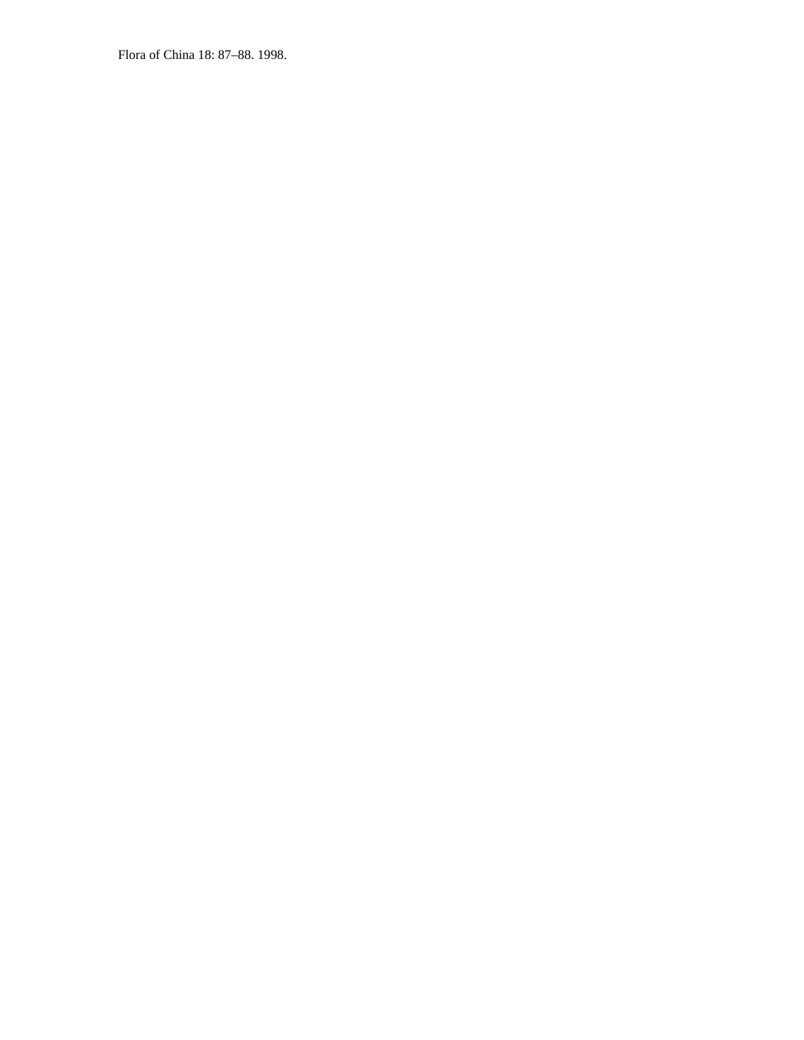Flora of China 18: 87–88. 1998.